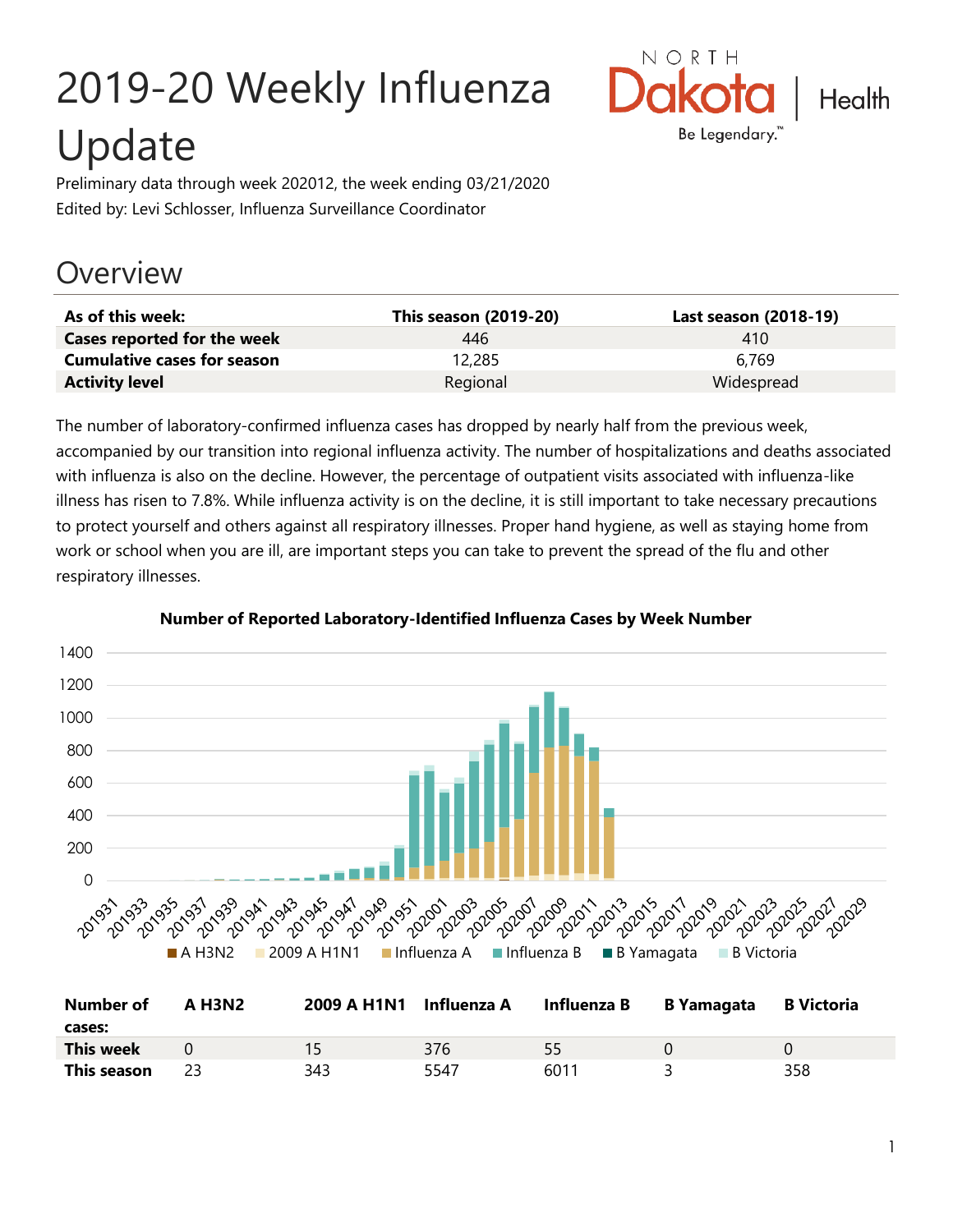# 2019-20 Weekly Influenza Update

Preliminary data through week 202012, the week ending 03/21/2020
Edited by: Levi Schlosser, Influenza Surveillance Coordinator

## Overview

| As of this week: | This season (2019-20) | Last season (2018-19) |
|---|---|---|
| **Cases reported for the week** | 446 | 410 |
| **Cumulative cases for season** | 12,285 | 6,769 |
| **Activity level** | Regional | Widespread |

The number of laboratory-confirmed influenza cases has dropped by nearly half from the previous week, accompanied by our transition into regional influenza activity. The number of hospitalizations and deaths associated with influenza is also on the decline. However, the percentage of outpatient visits associated with influenza-like illness has risen to 7.8%. While influenza activity is on the decline, it is still important to take necessary precautions to protect yourself and others against all respiratory illnesses. Proper hand hygiene, as well as staying home from work or school when you are ill, are important steps you can take to prevent the spread of the flu and other respiratory illnesses.

**Number of Reported Laboratory-Identified Influenza Cases by Week Number**

| Number of cases: | A H3N2 | 2009 A H1N1 | Influenza A | Influenza B | B Yamagata | B Victoria |
|---|---|---|---|---|---|---|
| **This week** | 0 | 15 | 376 | 55 | 0 | 0 |
| **This season** | 23 | 343 | 5547 | 6011 | 3 | 358 |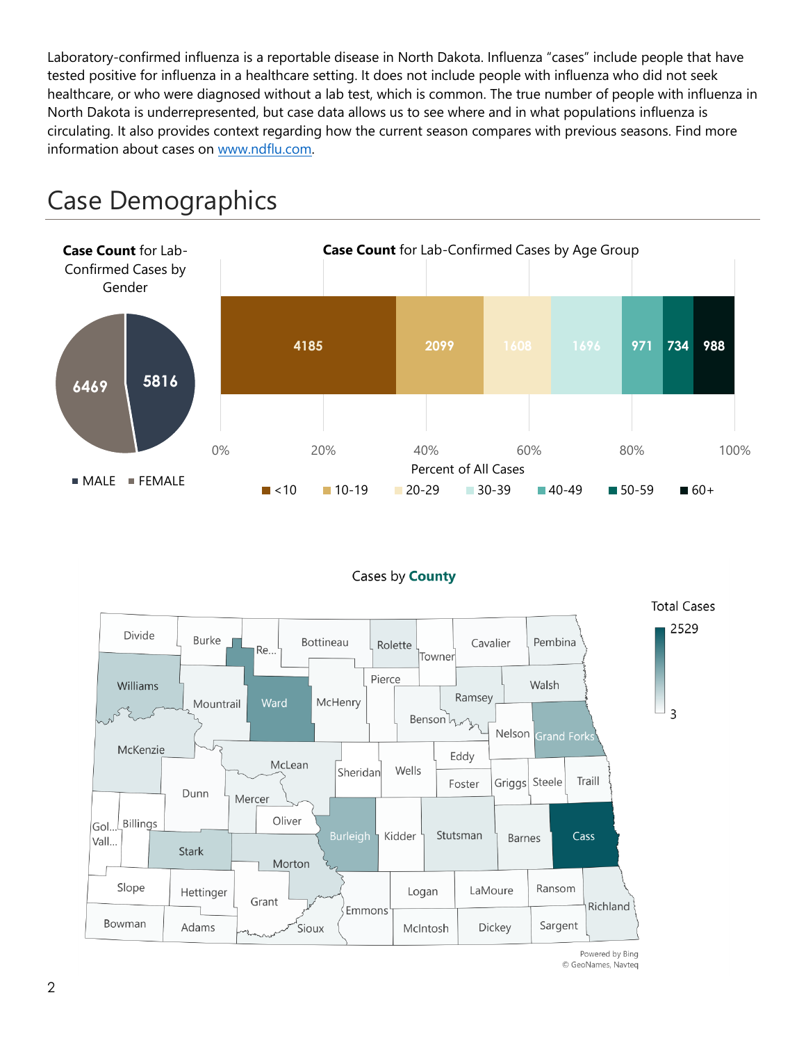Laboratory-confirmed influenza is a reportable disease in North Dakota. Influenza "cases" include people that have tested positive for influenza in a healthcare setting. It does not include people with influenza who did not seek healthcare, or who were diagnosed without a lab test, which is common. The true number of people with influenza in North Dakota is underrepresented, but case data allows us to see where and in what populations influenza is circulating. It also provides context regarding how the current season compares with previous seasons. Find more information about cases on [www.ndflu.com](http://www.ndflu.com).

# Case Demographics

**Case Count** for Lab-Confirmed Cases by Gender

| Gender | Case Count |
|---|---|
| MALE | 5816 |
| FEMALE | 6469 |

**Case Count** for Lab-Confirmed Cases by Age Group

| Age Group | Case Count |
|---|---|
| <10 | 4185 |
| 10-19 | 2099 |
| 20-29 | 1608 |
| 30-39 | 1696 |
| 40-49 | 971 |
| 50-59 | 734 |
| 60+ | 988 |

Percent of All Cases: 0%, 20%, 40%, 60%, 80%, 100%

Cases by **County**

Total Cases: 3 – 2529

Powered by Bing
© GeoNames, Navteq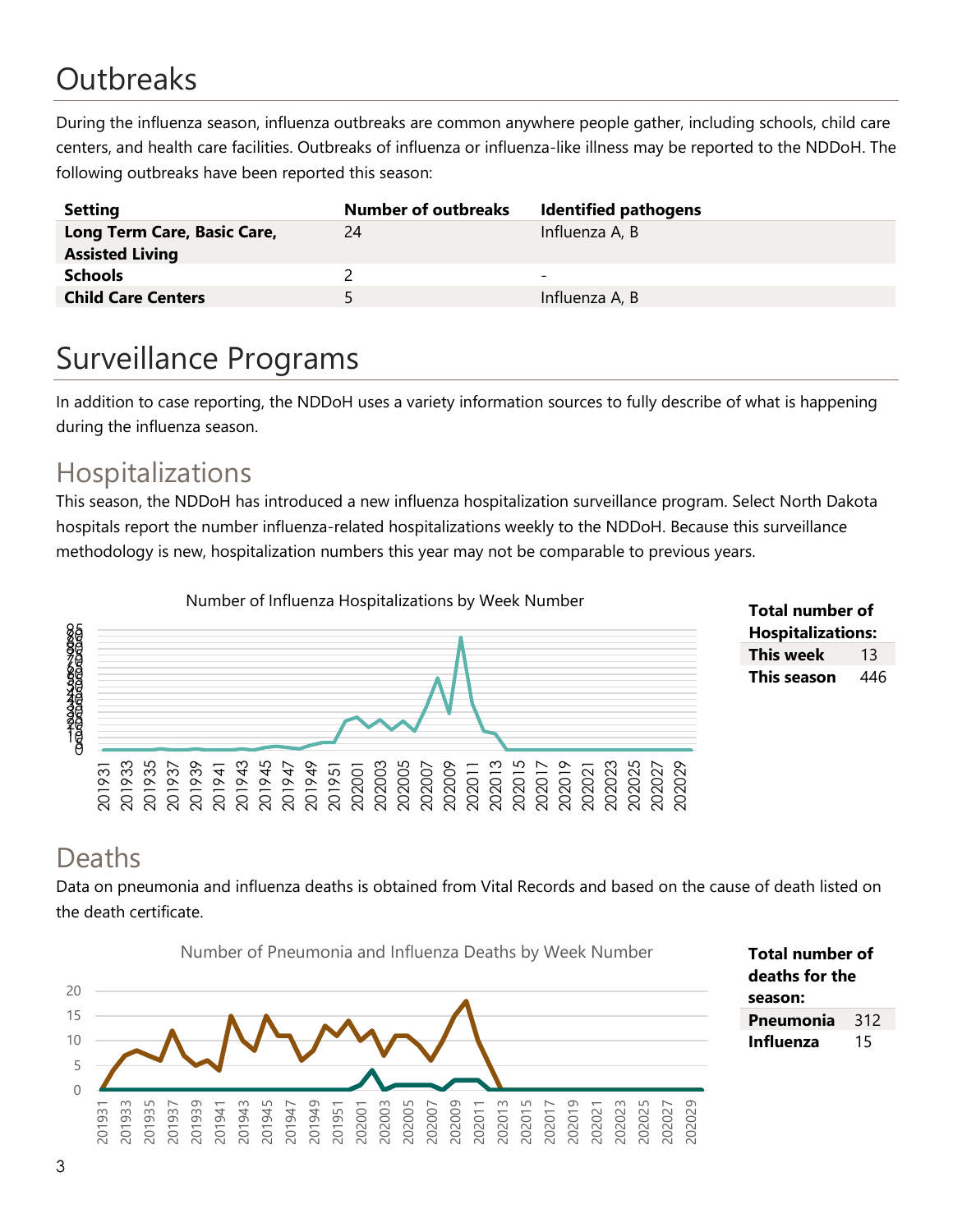# Outbreaks

During the influenza season, influenza outbreaks are common anywhere people gather, including schools, child care centers, and health care facilities. Outbreaks of influenza or influenza-like illness may be reported to the NDDoH. The following outbreaks have been reported this season:

| Setting | Number of outbreaks | Identified pathogens |
|---|---|---|
| **Long Term Care, Basic Care, Assisted Living** | 24 | Influenza A, B |
| **Schools** | 2 | - |
| **Child Care Centers** | 5 | Influenza A, B |

# Surveillance Programs

In addition to case reporting, the NDDoH uses a variety information sources to fully describe of what is happening during the influenza season.

## Hospitalizations

This season, the NDDoH has introduced a new influenza hospitalization surveillance program. Select North Dakota hospitals report the number influenza-related hospitalizations weekly to the NDDoH. Because this surveillance methodology is new, hospitalization numbers this year may not be comparable to previous years.

Number of Influenza Hospitalizations by Week Number

| **Total number of Hospitalizations:** | |
|---|---|
| **This week** | 13 |
| **This season** | 446 |

## Deaths

Data on pneumonia and influenza deaths is obtained from Vital Records and based on the cause of death listed on the death certificate.

Number of Pneumonia and Influenza Deaths by Week Number

| **Total number of deaths for the season:** | |
|---|---|
| **Pneumonia** | 312 |
| **Influenza** | 15 |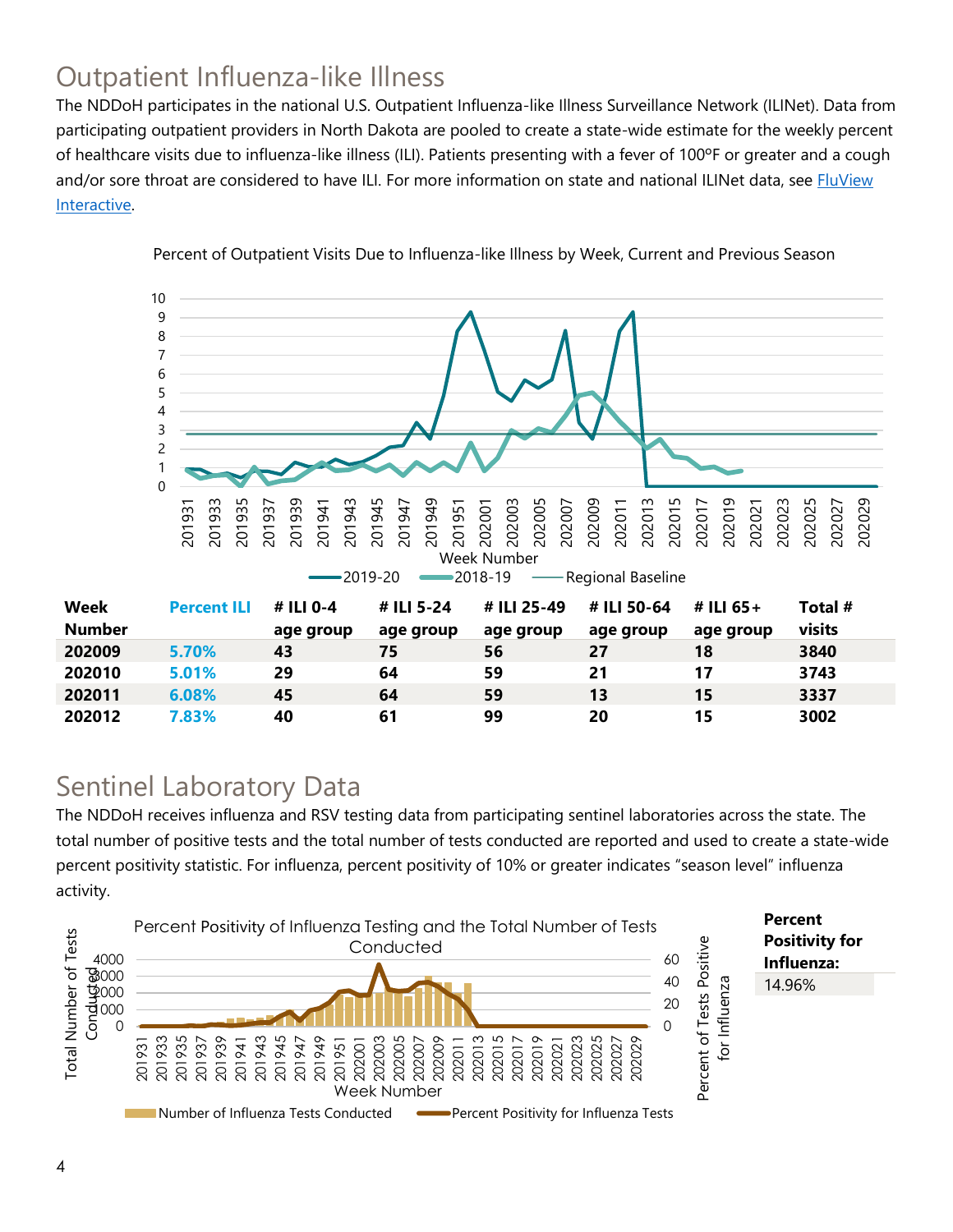## Outpatient Influenza-like Illness

The NDDoH participates in the national U.S. Outpatient Influenza-like Illness Surveillance Network (ILINet). Data from participating outpatient providers in North Dakota are pooled to create a state-wide estimate for the weekly percent of healthcare visits due to influenza-like illness (ILI). Patients presenting with a fever of 100ºF or greater and a cough and/or sore throat are considered to have ILI. For more information on state and national ILINet data, see FluView Interactive.

Percent of Outpatient Visits Due to Influenza-like Illness by Week, Current and Previous Season

| Week Number | Percent ILI | # ILI 0-4 age group | # ILI 5-24 age group | # ILI 25-49 age group | # ILI 50-64 age group | # ILI 65+ age group | Total # visits |
|---|---|---|---|---|---|---|---|
| 202009 | 5.70% | 43 | 75 | 56 | 27 | 18 | 3840 |
| 202010 | 5.01% | 29 | 64 | 59 | 21 | 17 | 3743 |
| 202011 | 6.08% | 45 | 64 | 59 | 13 | 15 | 3337 |
| 202012 | 7.83% | 40 | 61 | 99 | 20 | 15 | 3002 |

## Sentinel Laboratory Data

The NDDoH receives influenza and RSV testing data from participating sentinel laboratories across the state. The total number of positive tests and the total number of tests conducted are reported and used to create a state-wide percent positivity statistic. For influenza, percent positivity of 10% or greater indicates "season level" influenza activity.

Percent Positivity of Influenza Testing and the Total Number of Tests Conducted

| Percent Positivity for Influenza: |
|---|
| 14.96% |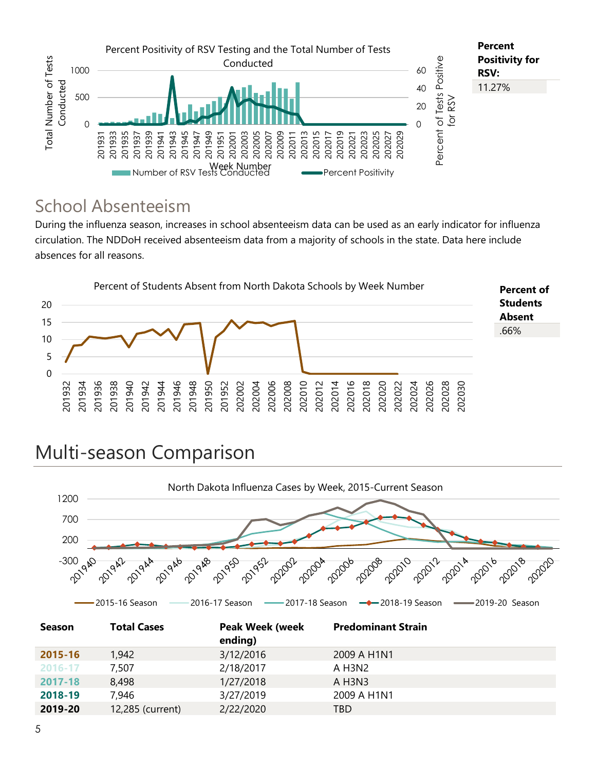Percent Positivity of RSV Testing and the Total Number of Tests Conducted

**Percent Positivity for RSV:**

11.27%

## School Absenteeism

During the influenza season, increases in school absenteeism data can be used as an early indicator for influenza circulation. The NDDoH received absenteeism data from a majority of schools in the state. Data here include absences for all reasons.

Percent of Students Absent from North Dakota Schools by Week Number

**Percent of Students Absent**

.66%

# Multi-season Comparison

North Dakota Influenza Cases by Week, 2015-Current Season

| Season | Total Cases | Peak Week (week ending) | Predominant Strain |
|---|---|---|---|
| **2015-16** | 1,942 | 3/12/2016 | 2009 A H1N1 |
| **2016-17** | 7,507 | 2/18/2017 | A H3N2 |
| **2017-18** | 8,498 | 1/27/2018 | A H3N3 |
| **2018-19** | 7,946 | 3/27/2019 | 2009 A H1N1 |
| **2019-20** | 12,285 (current) | 2/22/2020 | TBD |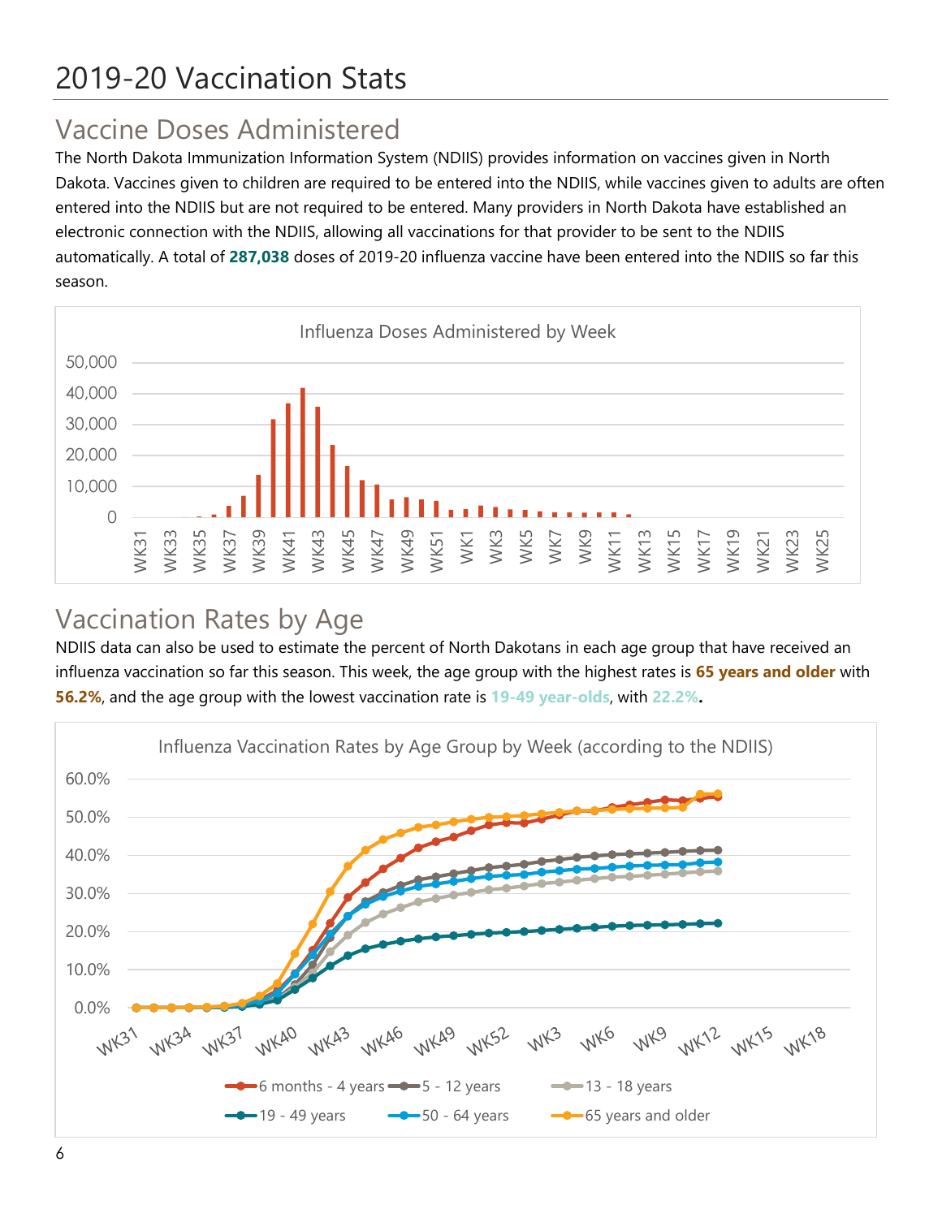# 2019-20 Vaccination Stats

## Vaccine Doses Administered

The North Dakota Immunization Information System (NDIIS) provides information on vaccines given in North Dakota. Vaccines given to children are required to be entered into the NDIIS, while vaccines given to adults are often entered into the NDIIS but are not required to be entered. Many providers in North Dakota have established an electronic connection with the NDIIS, allowing all vaccinations for that provider to be sent to the NDIIS automatically. A total of **287,038** doses of 2019-20 influenza vaccine have been entered into the NDIIS so far this season.

Influenza Doses Administered by Week

50,000
40,000
30,000
20,000
10,000
0

WK31 WK33 WK35 WK37 WK39 WK41 WK43 WK45 WK47 WK49 WK51 WK1 WK3 WK5 WK7 WK9 WK11 WK13 WK15 WK17 WK19 WK21 WK23 WK25

## Vaccination Rates by Age

NDIIS data can also be used to estimate the percent of North Dakotans in each age group that have received an influenza vaccination so far this season. This week, the age group with the highest rates is **65 years and older** with **56.2%**, and the age group with the lowest vaccination rate is **19-49 year-olds**, with **22.2%**.

Influenza Vaccination Rates by Age Group by Week (according to the NDIIS)

60.0%
50.0%
40.0%
30.0%
20.0%
10.0%
0.0%

WK31 WK34 WK37 WK40 WK43 WK46 WK49 WK52 WK3 WK6 WK9 WK12 WK15 WK18

6 months - 4 years
5 - 12 years
13 - 18 years
19 - 49 years
50 - 64 years
65 years and older